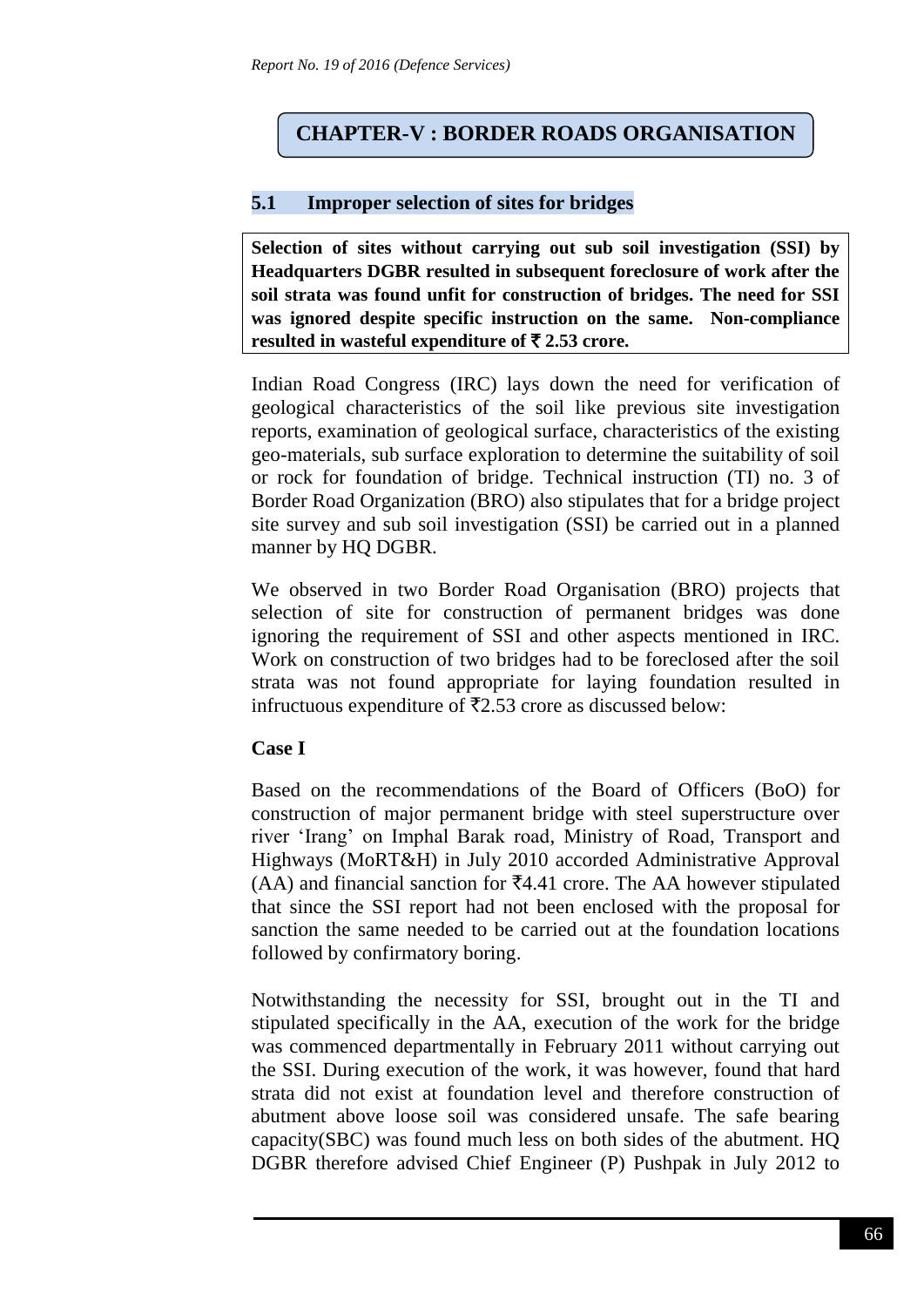# CHAPTER-V : BORDER ROADS ORGANISATION

## 5.1 Improper selection of sites for bridges

**Selection of sites without carrying out sub soil investigation (SSI) by Headquarters DGBR resulted in subsequent foreclosure of work after the soil strata was found unfit for construction of bridges. The need for SSI was ignored despite specific instruction on the same. Non-compliance resulted in wasteful expenditure of ₹ 2.53 crore.**

Indian Road Congress (IRC) lays down the need for verification of geological characteristics of the soil like previous site investigation reports, examination of geological surface, characteristics of the existing geo-materials, sub surface exploration to determine the suitability of soil or rock for foundation of bridge. Technical instruction (TI) no. 3 of Border Road Organization (BRO) also stipulates that for a bridge project site survey and sub soil investigation (SSI) be carried out in a planned manner by HQ DGBR.

We observed in two Border Road Organisation (BRO) projects that selection of site for construction of permanent bridges was done ignoring the requirement of SSI and other aspects mentioned in IRC. Work on construction of two bridges had to be foreclosed after the soil strata was not found appropriate for laying foundation resulted in infructuous expenditure of ₹2.53 crore as discussed below:

**Case I**

Based on the recommendations of the Board of Officers (BoO) for construction of major permanent bridge with steel superstructure over river 'Irang' on Imphal Barak road, Ministry of Road, Transport and Highways (MoRT&H) in July 2010 accorded Administrative Approval (AA) and financial sanction for ₹4.41 crore. The AA however stipulated that since the SSI report had not been enclosed with the proposal for sanction the same needed to be carried out at the foundation locations followed by confirmatory boring.

Notwithstanding the necessity for SSI, brought out in the TI and stipulated specifically in the AA, execution of the work for the bridge was commenced departmentally in February 2011 without carrying out the SSI. During execution of the work, it was however, found that hard strata did not exist at foundation level and therefore construction of abutment above loose soil was considered unsafe. The safe bearing capacity(SBC) was found much less on both sides of the abutment. HQ DGBR therefore advised Chief Engineer (P) Pushpak in July 2012 to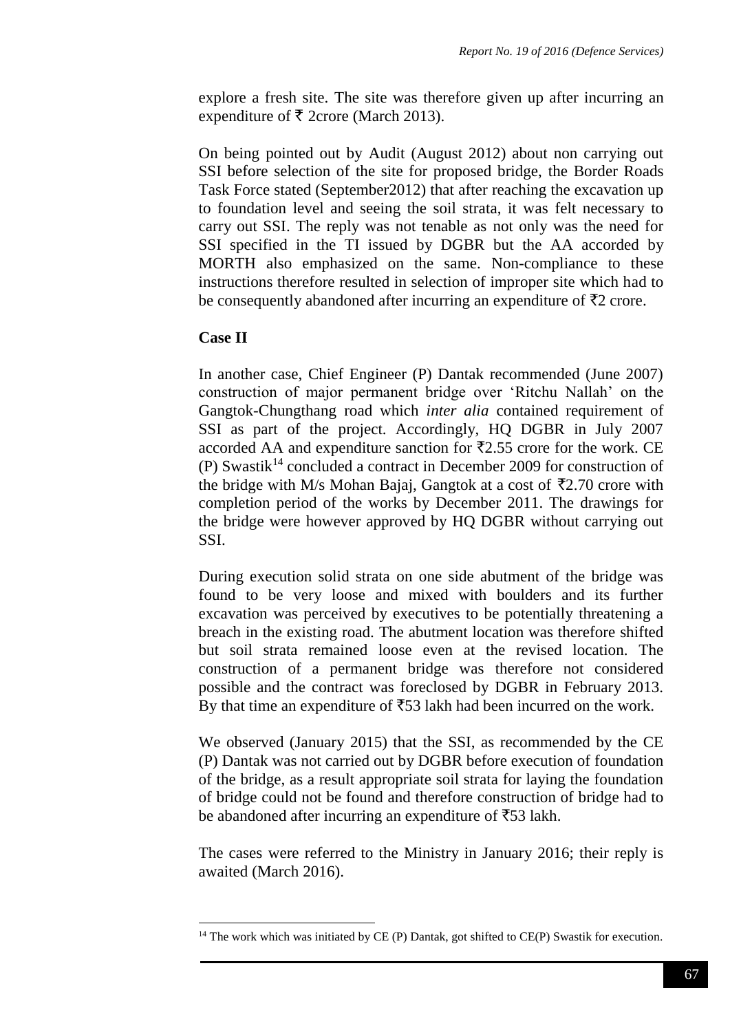explore a fresh site. The site was therefore given up after incurring an expenditure of ₹ 2crore (March 2013).

On being pointed out by Audit (August 2012) about non carrying out SSI before selection of the site for proposed bridge, the Border Roads Task Force stated (September2012) that after reaching the excavation up to foundation level and seeing the soil strata, it was felt necessary to carry out SSI. The reply was not tenable as not only was the need for SSI specified in the TI issued by DGBR but the AA accorded by MORTH also emphasized on the same. Non-compliance to these instructions therefore resulted in selection of improper site which had to be consequently abandoned after incurring an expenditure of ₹2 crore.

**Case II**

In another case, Chief Engineer (P) Dantak recommended (June 2007) construction of major permanent bridge over 'Ritchu Nallah' on the Gangtok-Chungthang road which *inter alia* contained requirement of SSI as part of the project. Accordingly, HQ DGBR in July 2007 accorded AA and expenditure sanction for ₹2.55 crore for the work. CE (P) Swastik[14] concluded a contract in December 2009 for construction of the bridge with M/s Mohan Bajaj, Gangtok at a cost of ₹2.70 crore with completion period of the works by December 2011. The drawings for the bridge were however approved by HQ DGBR without carrying out SSI.

During execution solid strata on one side abutment of the bridge was found to be very loose and mixed with boulders and its further excavation was perceived by executives to be potentially threatening a breach in the existing road. The abutment location was therefore shifted but soil strata remained loose even at the revised location. The construction of a permanent bridge was therefore not considered possible and the contract was foreclosed by DGBR in February 2013. By that time an expenditure of ₹53 lakh had been incurred on the work.

We observed (January 2015) that the SSI, as recommended by the CE (P) Dantak was not carried out by DGBR before execution of foundation of the bridge, as a result appropriate soil strata for laying the foundation of bridge could not be found and therefore construction of bridge had to be abandoned after incurring an expenditure of ₹53 lakh.

The cases were referred to the Ministry in January 2016; their reply is awaited (March 2016).

---

[14] The work which was initiated by CE (P) Dantak, got shifted to CE(P) Swastik for execution.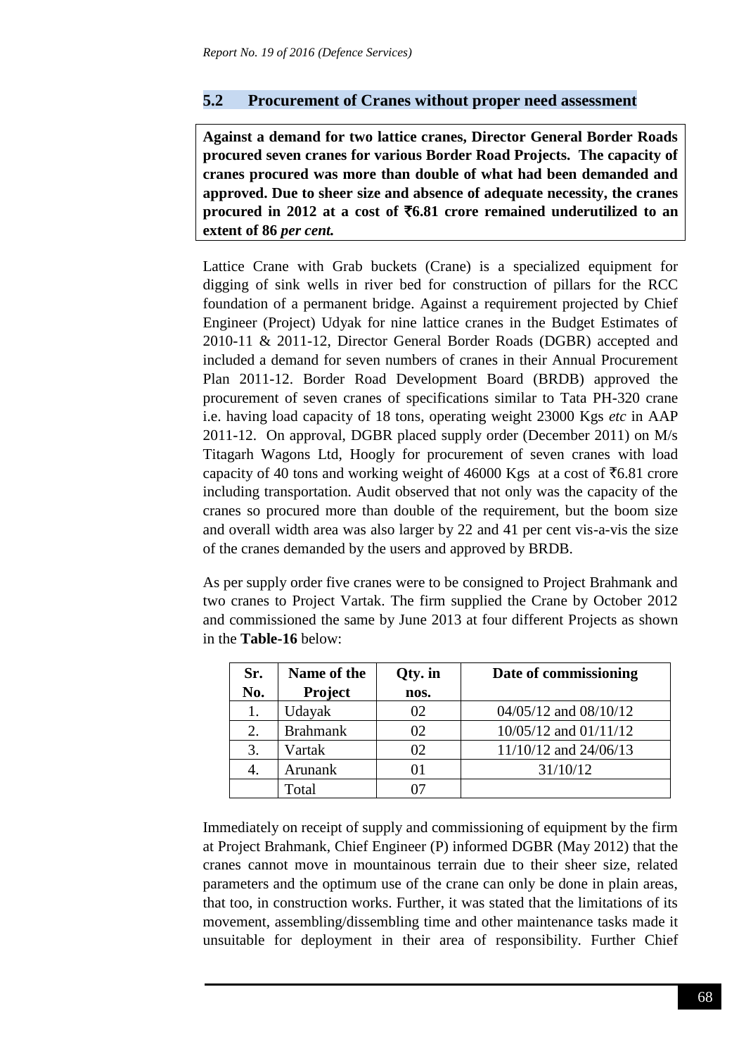## 5.2 Procurement of Cranes without proper need assessment

**Against a demand for two lattice cranes, Director General Border Roads procured seven cranes for various Border Road Projects. The capacity of cranes procured was more than double of what had been demanded and approved. Due to sheer size and absence of adequate necessity, the cranes procured in 2012 at a cost of ₹6.81 crore remained underutilized to an extent of 86 *per cent.***

Lattice Crane with Grab buckets (Crane) is a specialized equipment for digging of sink wells in river bed for construction of pillars for the RCC foundation of a permanent bridge. Against a requirement projected by Chief Engineer (Project) Udyak for nine lattice cranes in the Budget Estimates of 2010-11 & 2011-12, Director General Border Roads (DGBR) accepted and included a demand for seven numbers of cranes in their Annual Procurement Plan 2011-12. Border Road Development Board (BRDB) approved the procurement of seven cranes of specifications similar to Tata PH-320 crane i.e. having load capacity of 18 tons, operating weight 23000 Kgs *etc* in AAP 2011-12. On approval, DGBR placed supply order (December 2011) on M/s Titagarh Wagons Ltd, Hoogly for procurement of seven cranes with load capacity of 40 tons and working weight of 46000 Kgs at a cost of ₹6.81 crore including transportation. Audit observed that not only was the capacity of the cranes so procured more than double of the requirement, but the boom size and overall width area was also larger by 22 and 41 per cent vis-a-vis the size of the cranes demanded by the users and approved by BRDB.

As per supply order five cranes were to be consigned to Project Brahmank and two cranes to Project Vartak. The firm supplied the Crane by October 2012 and commissioned the same by June 2013 at four different Projects as shown in the **Table-16** below:

| Sr. No. | Name of the Project | Qty. in nos. | Date of commissioning |
|---|---|---|---|
| 1. | Udayak | 02 | 04/05/12 and 08/10/12 |
| 2. | Brahmank | 02 | 10/05/12 and 01/11/12 |
| 3. | Vartak | 02 | 11/10/12 and 24/06/13 |
| 4. | Arunank | 01 | 31/10/12 |
| | Total | 07 | |

Immediately on receipt of supply and commissioning of equipment by the firm at Project Brahmank, Chief Engineer (P) informed DGBR (May 2012) that the cranes cannot move in mountainous terrain due to their sheer size, related parameters and the optimum use of the crane can only be done in plain areas, that too, in construction works. Further, it was stated that the limitations of its movement, assembling/dissembling time and other maintenance tasks made it unsuitable for deployment in their area of responsibility. Further Chief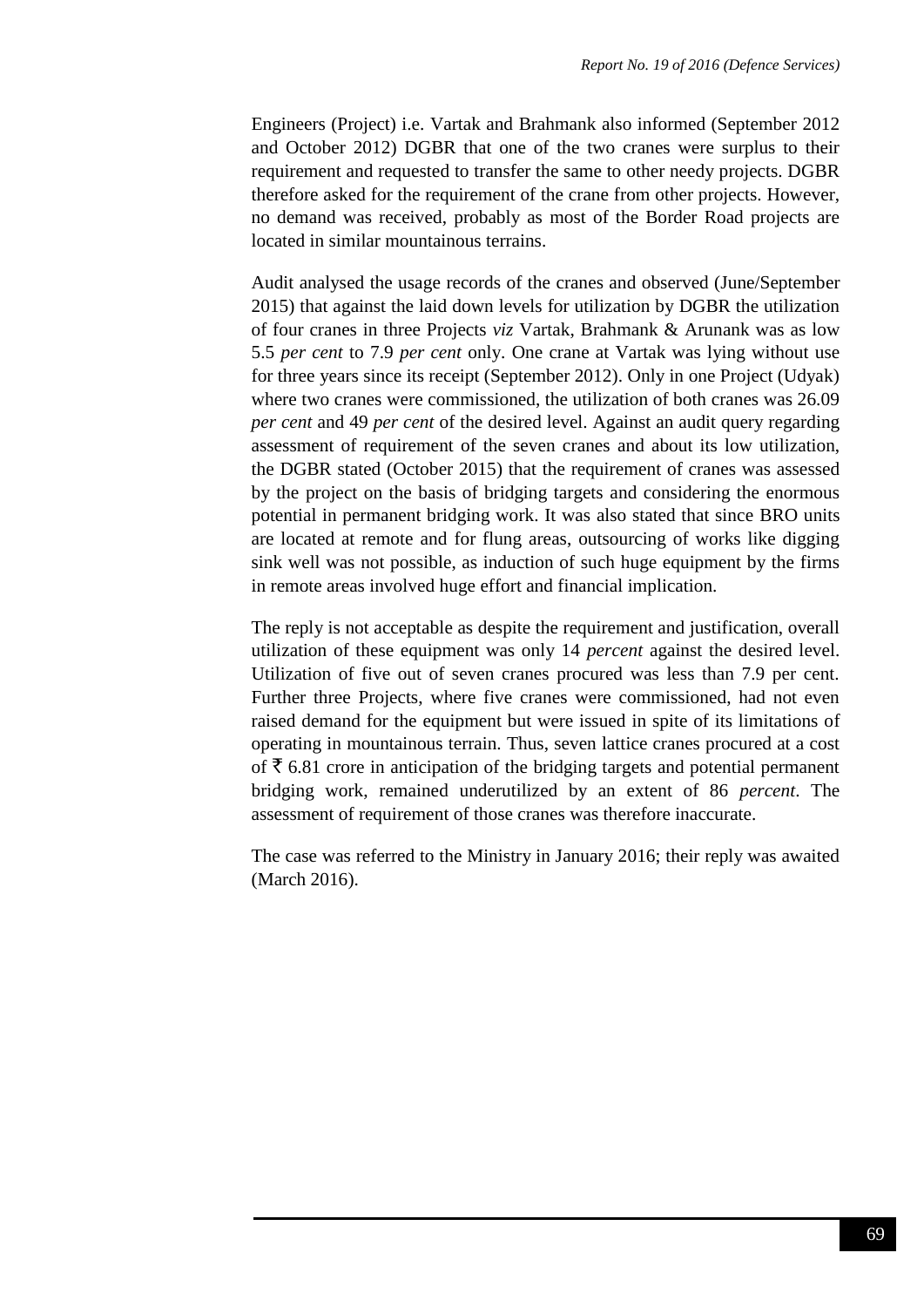Engineers (Project) i.e. Vartak and Brahmank also informed (September 2012 and October 2012) DGBR that one of the two cranes were surplus to their requirement and requested to transfer the same to other needy projects. DGBR therefore asked for the requirement of the crane from other projects. However, no demand was received, probably as most of the Border Road projects are located in similar mountainous terrains.

Audit analysed the usage records of the cranes and observed (June/September 2015) that against the laid down levels for utilization by DGBR the utilization of four cranes in three Projects *viz* Vartak, Brahmank & Arunank was as low 5.5 *per cent* to 7.9 *per cent* only. One crane at Vartak was lying without use for three years since its receipt (September 2012). Only in one Project (Udyak) where two cranes were commissioned, the utilization of both cranes was 26.09 *per cent* and 49 *per cent* of the desired level. Against an audit query regarding assessment of requirement of the seven cranes and about its low utilization, the DGBR stated (October 2015) that the requirement of cranes was assessed by the project on the basis of bridging targets and considering the enormous potential in permanent bridging work. It was also stated that since BRO units are located at remote and for flung areas, outsourcing of works like digging sink well was not possible, as induction of such huge equipment by the firms in remote areas involved huge effort and financial implication.

The reply is not acceptable as despite the requirement and justification, overall utilization of these equipment was only 14 *percent* against the desired level. Utilization of five out of seven cranes procured was less than 7.9 per cent. Further three Projects, where five cranes were commissioned, had not even raised demand for the equipment but were issued in spite of its limitations of operating in mountainous terrain. Thus, seven lattice cranes procured at a cost of ₹ 6.81 crore in anticipation of the bridging targets and potential permanent bridging work, remained underutilized by an extent of 86 *percent*. The assessment of requirement of those cranes was therefore inaccurate.

The case was referred to the Ministry in January 2016; their reply was awaited (March 2016).